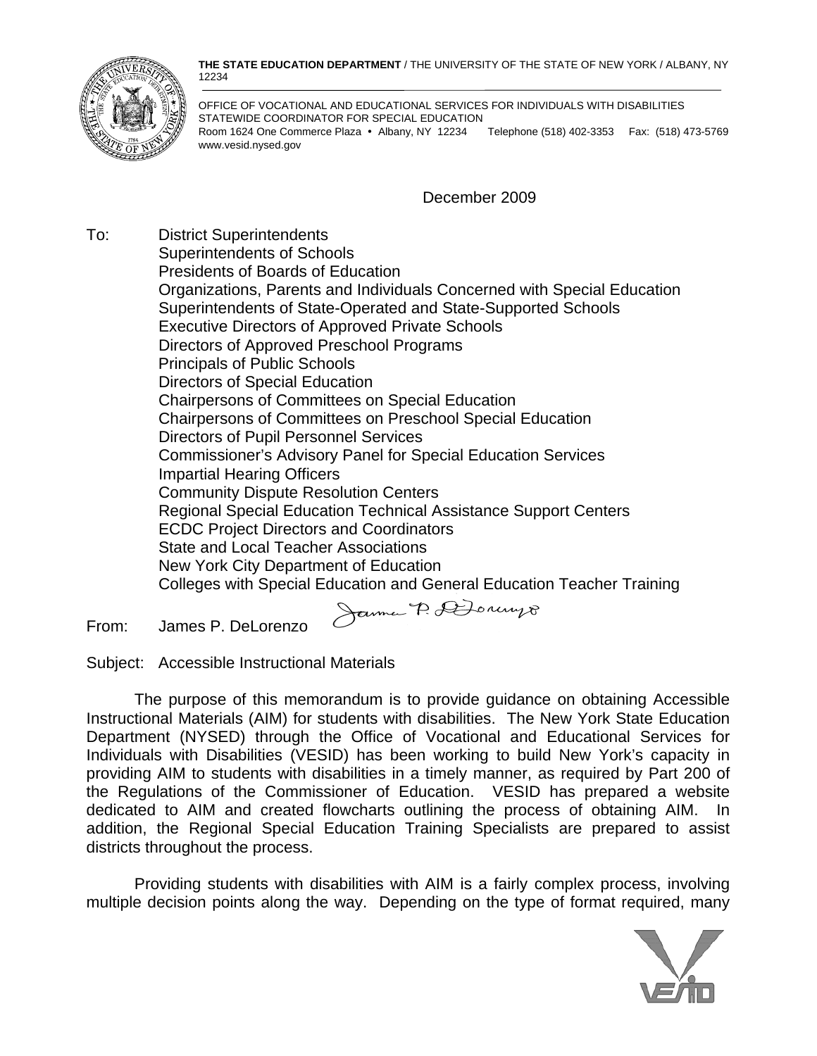**THE STATE EDUCATION DEPARTMENT** / THE UNIVERSITY OF THE STATE OF NEW YORK / ALBANY, NY 12234

OFFICE OF VOCATIONAL AND EDUCATIONAL SERVICES FOR INDIVIDUALS WITH DISABILITIES
STATEWIDE COORDINATOR FOR SPECIAL EDUCATION
Room 1624 One Commerce Plaza • Albany, NY 12234 Telephone (518) 402-3353 Fax: (518) 473-5769
www.vesid.nysed.gov

December 2009

To: District Superintendents
Superintendents of Schools
Presidents of Boards of Education
Organizations, Parents and Individuals Concerned with Special Education
Superintendents of State-Operated and State-Supported Schools
Executive Directors of Approved Private Schools
Directors of Approved Preschool Programs
Principals of Public Schools
Directors of Special Education
Chairpersons of Committees on Special Education
Chairpersons of Committees on Preschool Special Education
Directors of Pupil Personnel Services
Commissioner's Advisory Panel for Special Education Services
Impartial Hearing Officers
Community Dispute Resolution Centers
Regional Special Education Technical Assistance Support Centers
ECDC Project Directors and Coordinators
State and Local Teacher Associations
New York City Department of Education
Colleges with Special Education and General Education Teacher Training

From: James P. DeLorenzo

Subject: Accessible Instructional Materials

The purpose of this memorandum is to provide guidance on obtaining Accessible Instructional Materials (AIM) for students with disabilities. The New York State Education Department (NYSED) through the Office of Vocational and Educational Services for Individuals with Disabilities (VESID) has been working to build New York's capacity in providing AIM to students with disabilities in a timely manner, as required by Part 200 of the Regulations of the Commissioner of Education. VESID has prepared a website dedicated to AIM and created flowcharts outlining the process of obtaining AIM. In addition, the Regional Special Education Training Specialists are prepared to assist districts throughout the process.

Providing students with disabilities with AIM is a fairly complex process, involving multiple decision points along the way. Depending on the type of format required, many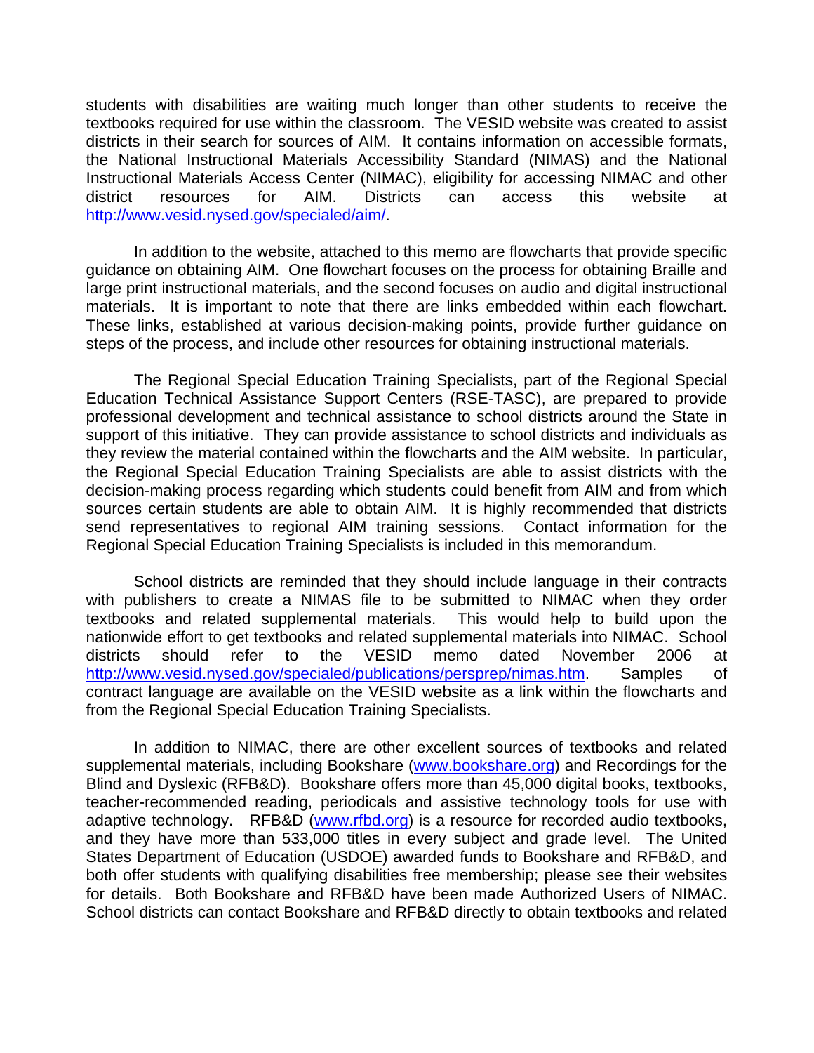students with disabilities are waiting much longer than other students to receive the textbooks required for use within the classroom. The VESID website was created to assist districts in their search for sources of AIM. It contains information on accessible formats, the National Instructional Materials Accessibility Standard (NIMAS) and the National Instructional Materials Access Center (NIMAC), eligibility for accessing NIMAC and other district resources for AIM. Districts can access this website at http://www.vesid.nysed.gov/specialed/aim/.

In addition to the website, attached to this memo are flowcharts that provide specific guidance on obtaining AIM. One flowchart focuses on the process for obtaining Braille and large print instructional materials, and the second focuses on audio and digital instructional materials. It is important to note that there are links embedded within each flowchart. These links, established at various decision-making points, provide further guidance on steps of the process, and include other resources for obtaining instructional materials.

The Regional Special Education Training Specialists, part of the Regional Special Education Technical Assistance Support Centers (RSE-TASC), are prepared to provide professional development and technical assistance to school districts around the State in support of this initiative. They can provide assistance to school districts and individuals as they review the material contained within the flowcharts and the AIM website. In particular, the Regional Special Education Training Specialists are able to assist districts with the decision-making process regarding which students could benefit from AIM and from which sources certain students are able to obtain AIM. It is highly recommended that districts send representatives to regional AIM training sessions. Contact information for the Regional Special Education Training Specialists is included in this memorandum.

School districts are reminded that they should include language in their contracts with publishers to create a NIMAS file to be submitted to NIMAC when they order textbooks and related supplemental materials. This would help to build upon the nationwide effort to get textbooks and related supplemental materials into NIMAC. School districts should refer to the VESID memo dated November 2006 at http://www.vesid.nysed.gov/specialed/publications/persprep/nimas.htm. Samples of contract language are available on the VESID website as a link within the flowcharts and from the Regional Special Education Training Specialists.

In addition to NIMAC, there are other excellent sources of textbooks and related supplemental materials, including Bookshare (www.bookshare.org) and Recordings for the Blind and Dyslexic (RFB&D). Bookshare offers more than 45,000 digital books, textbooks, teacher-recommended reading, periodicals and assistive technology tools for use with adaptive technology. RFB&D (www.rfbd.org) is a resource for recorded audio textbooks, and they have more than 533,000 titles in every subject and grade level. The United States Department of Education (USDOE) awarded funds to Bookshare and RFB&D, and both offer students with qualifying disabilities free membership; please see their websites for details. Both Bookshare and RFB&D have been made Authorized Users of NIMAC. School districts can contact Bookshare and RFB&D directly to obtain textbooks and related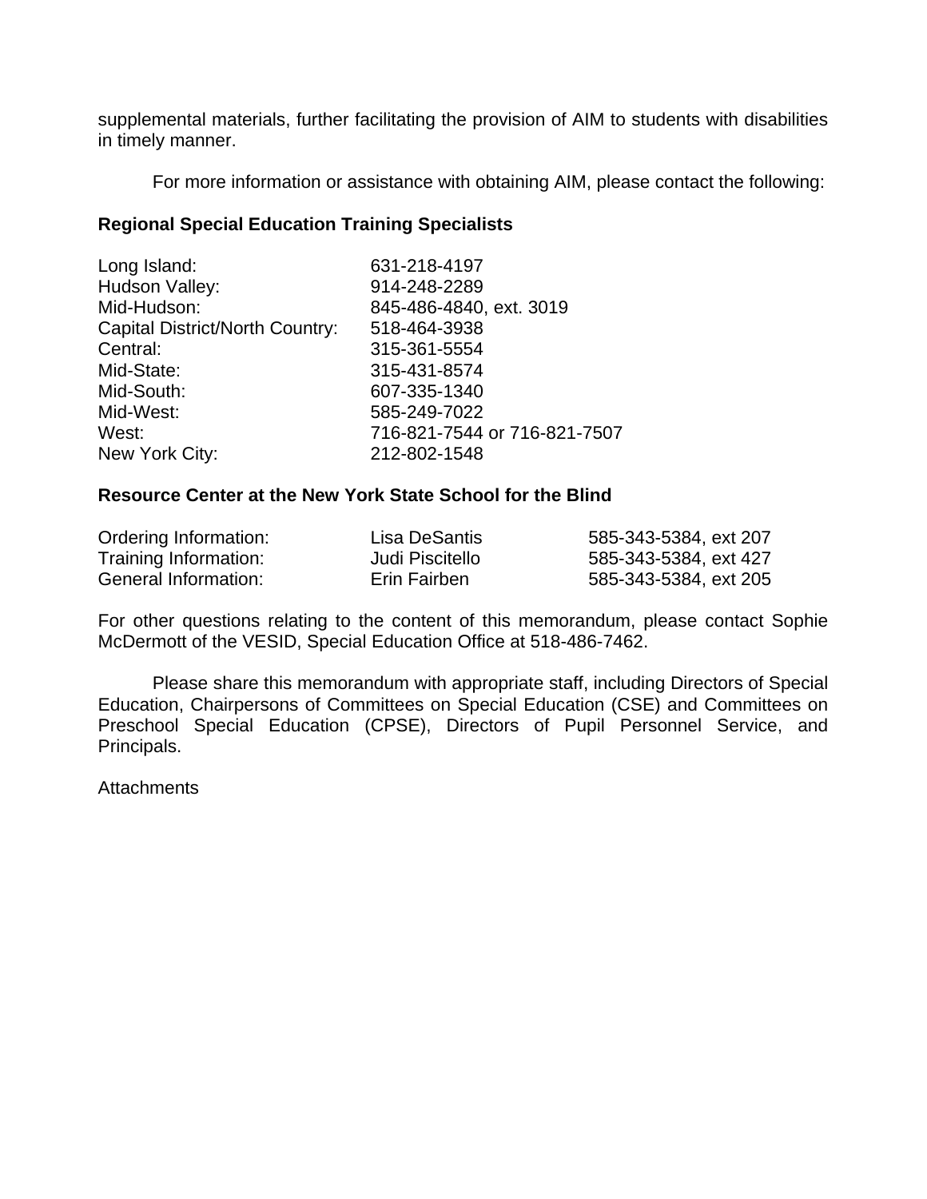supplemental materials, further facilitating the provision of AIM to students with disabilities in timely manner.

For more information or assistance with obtaining AIM, please contact the following:

**Regional Special Education Training Specialists**

| | |
|---|---|
| Long Island: | 631-218-4197 |
| Hudson Valley: | 914-248-2289 |
| Mid-Hudson: | 845-486-4840, ext. 3019 |
| Capital District/North Country: | 518-464-3938 |
| Central: | 315-361-5554 |
| Mid-State: | 315-431-8574 |
| Mid-South: | 607-335-1340 |
| Mid-West: | 585-249-7022 |
| West: | 716-821-7544 or 716-821-7507 |
| New York City: | 212-802-1548 |

**Resource Center at the New York State School for the Blind**

| | | |
|---|---|---|
| Ordering Information: | Lisa DeSantis | 585-343-5384, ext 207 |
| Training Information: | Judi Piscitello | 585-343-5384, ext 427 |
| General Information: | Erin Fairben | 585-343-5384, ext 205 |

For other questions relating to the content of this memorandum, please contact Sophie McDermott of the VESID, Special Education Office at 518-486-7462.

Please share this memorandum with appropriate staff, including Directors of Special Education, Chairpersons of Committees on Special Education (CSE) and Committees on Preschool Special Education (CPSE), Directors of Pupil Personnel Service, and Principals.

Attachments